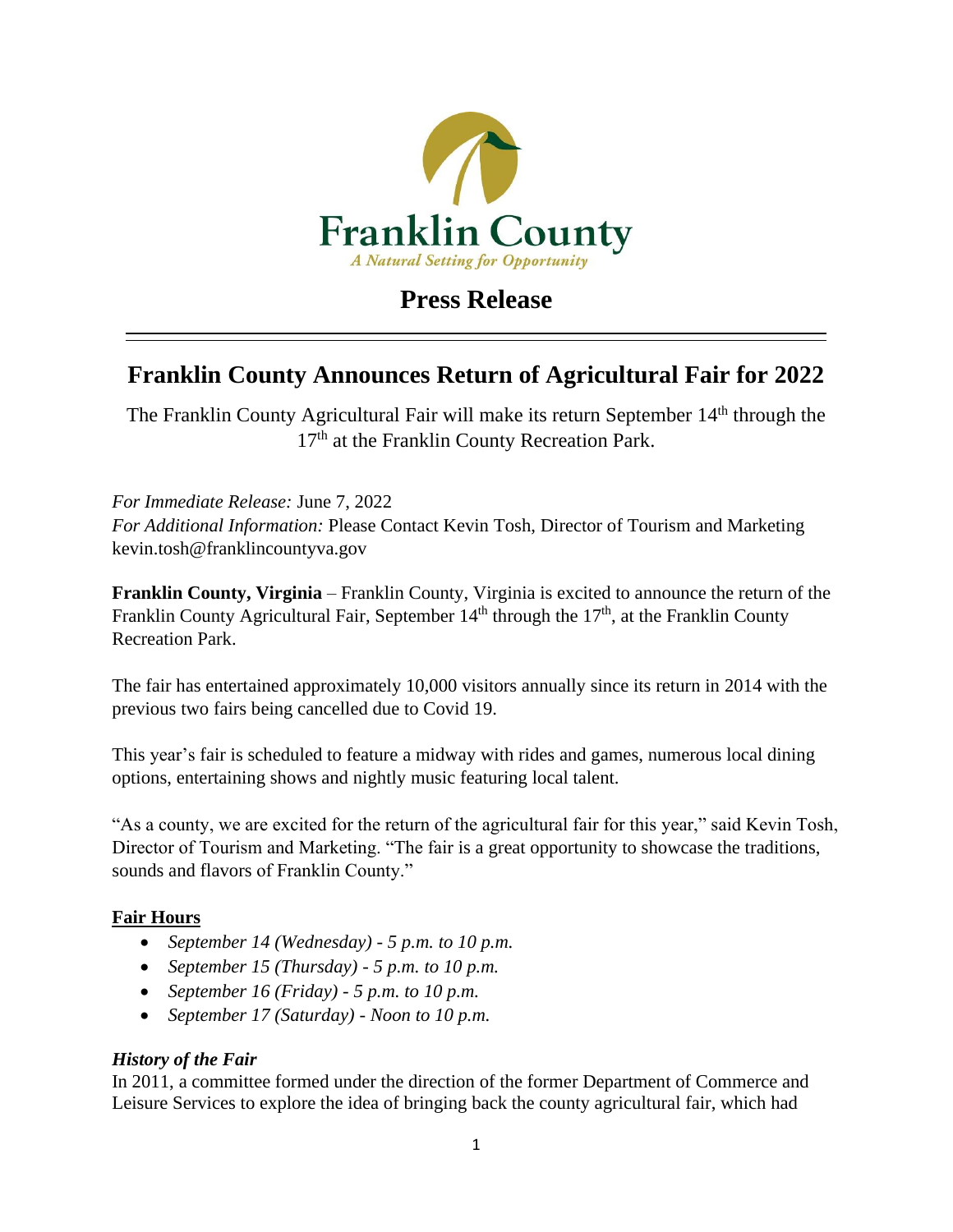Franklin County

*A Natural Setting for Opportunity*

# Press Release

---

## Franklin County Announces Return of Agricultural Fair for 2022

The Franklin County Agricultural Fair will make its return September 14th through the 17th at the Franklin County Recreation Park.

*For Immediate Release:* June 7, 2022
*For Additional Information:* Please Contact Kevin Tosh, Director of Tourism and Marketing
kevin.tosh@franklincountyva.gov

**Franklin County, Virginia** – Franklin County, Virginia is excited to announce the return of the Franklin County Agricultural Fair, September 14th through the 17th, at the Franklin County Recreation Park.

The fair has entertained approximately 10,000 visitors annually since its return in 2014 with the previous two fairs being cancelled due to Covid 19.

This year's fair is scheduled to feature a midway with rides and games, numerous local dining options, entertaining shows and nightly music featuring local talent.

"As a county, we are excited for the return of the agricultural fair for this year," said Kevin Tosh, Director of Tourism and Marketing. "The fair is a great opportunity to showcase the traditions, sounds and flavors of Franklin County."

### Fair Hours

- *September 14 (Wednesday) - 5 p.m. to 10 p.m.*
- *September 15 (Thursday) - 5 p.m. to 10 p.m.*
- *September 16 (Friday) - 5 p.m. to 10 p.m.*
- *September 17 (Saturday) - Noon to 10 p.m.*

### *History of the Fair*

In 2011, a committee formed under the direction of the former Department of Commerce and Leisure Services to explore the idea of bringing back the county agricultural fair, which had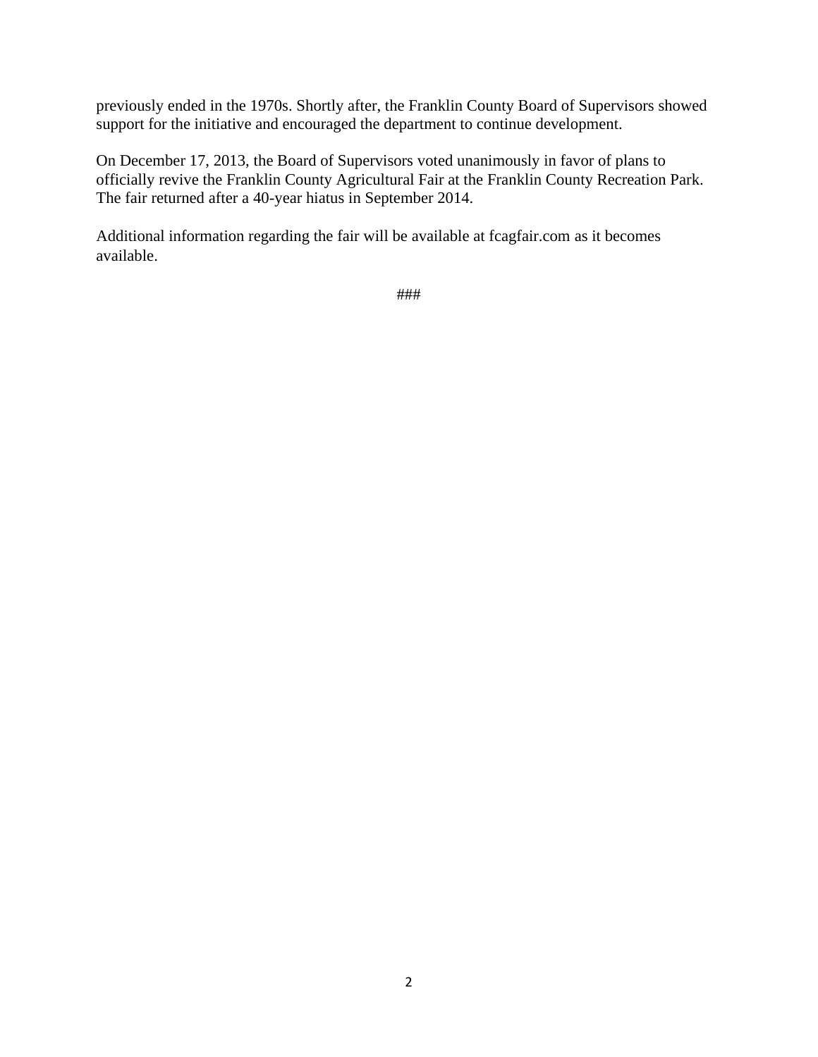previously ended in the 1970s. Shortly after, the Franklin County Board of Supervisors showed support for the initiative and encouraged the department to continue development.

On December 17, 2013, the Board of Supervisors voted unanimously in favor of plans to officially revive the Franklin County Agricultural Fair at the Franklin County Recreation Park. The fair returned after a 40-year hiatus in September 2014.

Additional information regarding the fair will be available at fcagfair.com as it becomes available.

###